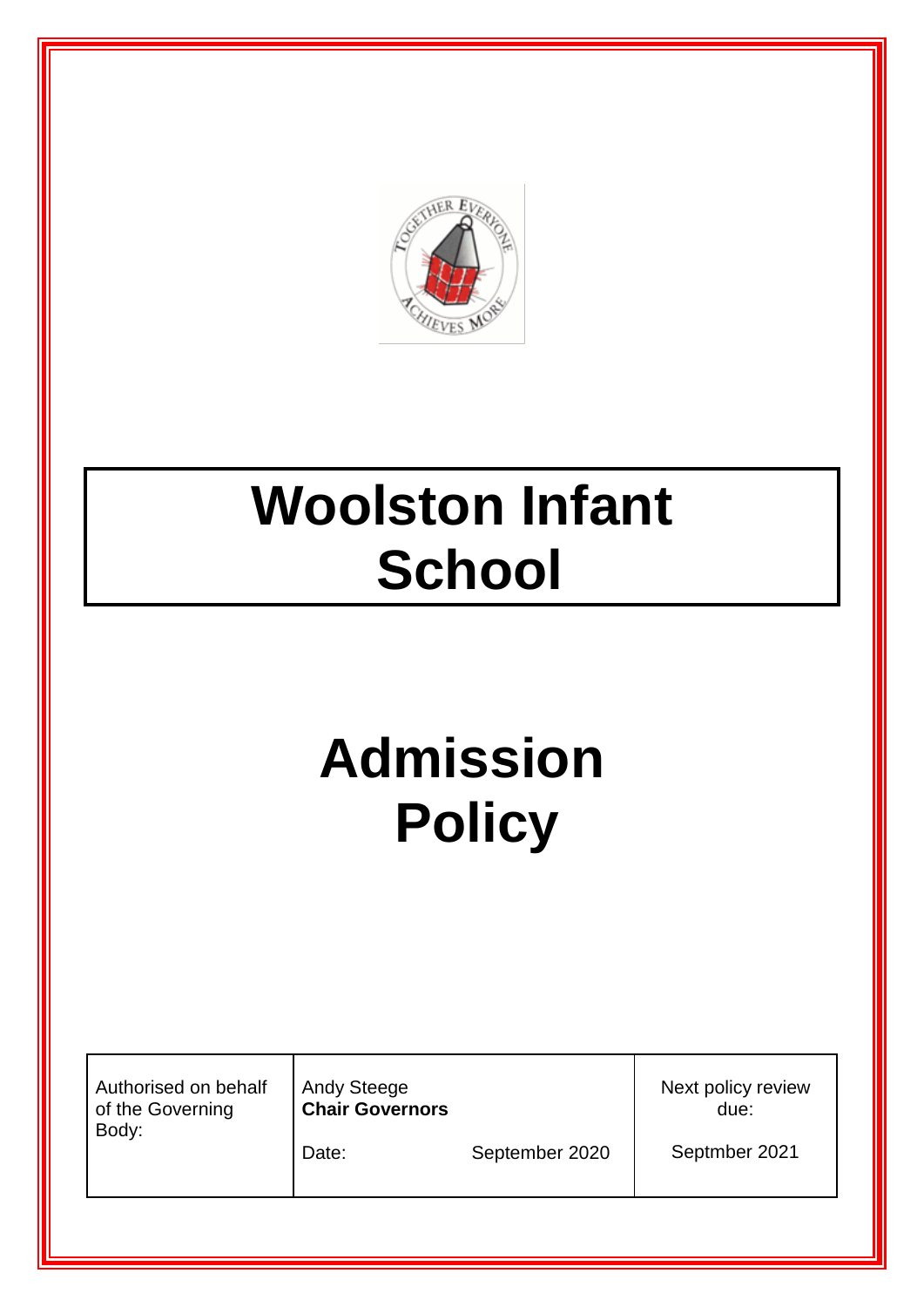# Woolston Infant School

# Admission Policy

| | | | |
|---|---|---|---|
| Authorised on behalf of the Governing Body: | Andy Steege **Chair Governors** | | Next policy review due: |
| | Date: | September 2020 | Septmber 2021 |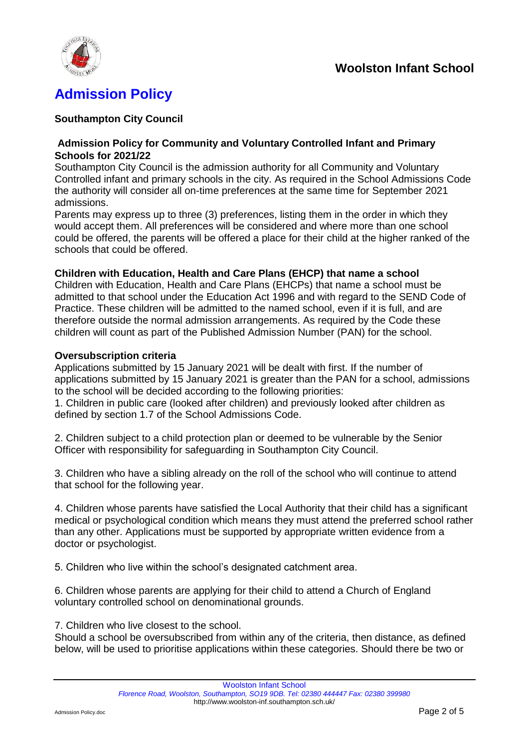# Admission Policy

**Southampton City Council**

**Admission Policy for Community and Voluntary Controlled Infant and Primary Schools for 2021/22**

Southampton City Council is the admission authority for all Community and Voluntary Controlled infant and primary schools in the city. As required in the School Admissions Code the authority will consider all on-time preferences at the same time for September 2021 admissions.

Parents may express up to three (3) preferences, listing them in the order in which they would accept them. All preferences will be considered and where more than one school could be offered, the parents will be offered a place for their child at the higher ranked of the schools that could be offered.

**Children with Education, Health and Care Plans (EHCP) that name a school**

Children with Education, Health and Care Plans (EHCPs) that name a school must be admitted to that school under the Education Act 1996 and with regard to the SEND Code of Practice. These children will be admitted to the named school, even if it is full, and are therefore outside the normal admission arrangements. As required by the Code these children will count as part of the Published Admission Number (PAN) for the school.

**Oversubscription criteria**

Applications submitted by 15 January 2021 will be dealt with first. If the number of applications submitted by 15 January 2021 is greater than the PAN for a school, admissions to the school will be decided according to the following priorities:

1. Children in public care (looked after children) and previously looked after children as defined by section 1.7 of the School Admissions Code.

2. Children subject to a child protection plan or deemed to be vulnerable by the Senior Officer with responsibility for safeguarding in Southampton City Council.

3. Children who have a sibling already on the roll of the school who will continue to attend that school for the following year.

4. Children whose parents have satisfied the Local Authority that their child has a significant medical or psychological condition which means they must attend the preferred school rather than any other. Applications must be supported by appropriate written evidence from a doctor or psychologist.

5. Children who live within the school's designated catchment area.

6. Children whose parents are applying for their child to attend a Church of England voluntary controlled school on denominational grounds.

7. Children who live closest to the school.

Should a school be oversubscribed from within any of the criteria, then distance, as defined below, will be used to prioritise applications within these categories. Should there be two or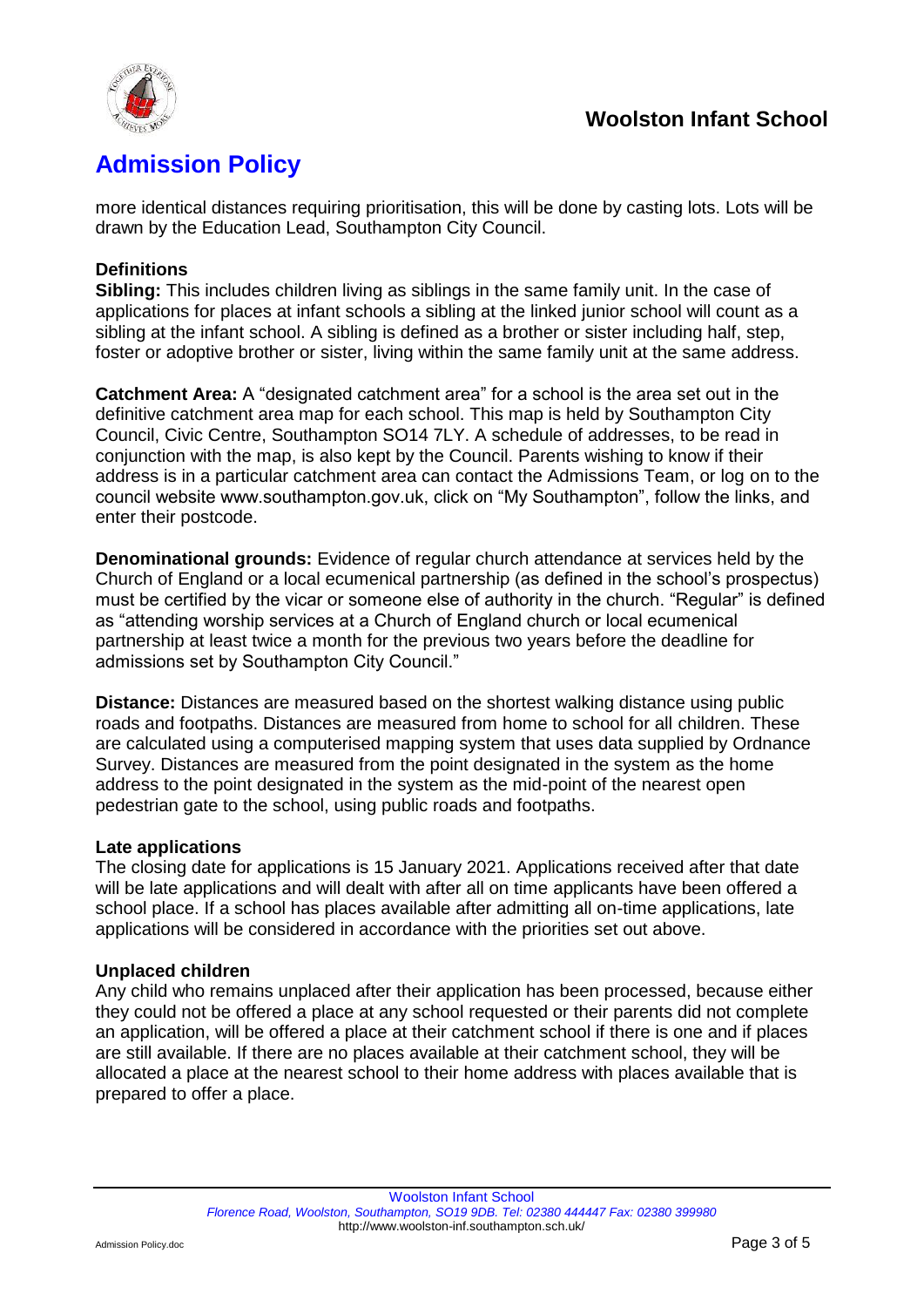more identical distances requiring prioritisation, this will be done by casting lots. Lots will be drawn by the Education Lead, Southampton City Council.

### Definitions

**Sibling:** This includes children living as siblings in the same family unit. In the case of applications for places at infant schools a sibling at the linked junior school will count as a sibling at the infant school. A sibling is defined as a brother or sister including half, step, foster or adoptive brother or sister, living within the same family unit at the same address.

**Catchment Area:** A "designated catchment area" for a school is the area set out in the definitive catchment area map for each school. This map is held by Southampton City Council, Civic Centre, Southampton SO14 7LY. A schedule of addresses, to be read in conjunction with the map, is also kept by the Council. Parents wishing to know if their address is in a particular catchment area can contact the Admissions Team, or log on to the council website www.southampton.gov.uk, click on "My Southampton", follow the links, and enter their postcode.

**Denominational grounds:** Evidence of regular church attendance at services held by the Church of England or a local ecumenical partnership (as defined in the school's prospectus) must be certified by the vicar or someone else of authority in the church. "Regular" is defined as "attending worship services at a Church of England church or local ecumenical partnership at least twice a month for the previous two years before the deadline for admissions set by Southampton City Council."

**Distance:** Distances are measured based on the shortest walking distance using public roads and footpaths. Distances are measured from home to school for all children. These are calculated using a computerised mapping system that uses data supplied by Ordnance Survey. Distances are measured from the point designated in the system as the home address to the point designated in the system as the mid-point of the nearest open pedestrian gate to the school, using public roads and footpaths.

### Late applications

The closing date for applications is 15 January 2021. Applications received after that date will be late applications and will dealt with after all on time applicants have been offered a school place. If a school has places available after admitting all on-time applications, late applications will be considered in accordance with the priorities set out above.

### Unplaced children

Any child who remains unplaced after their application has been processed, because either they could not be offered a place at any school requested or their parents did not complete an application, will be offered a place at their catchment school if there is one and if places are still available. If there are no places available at their catchment school, they will be allocated a place at the nearest school to their home address with places available that is prepared to offer a place.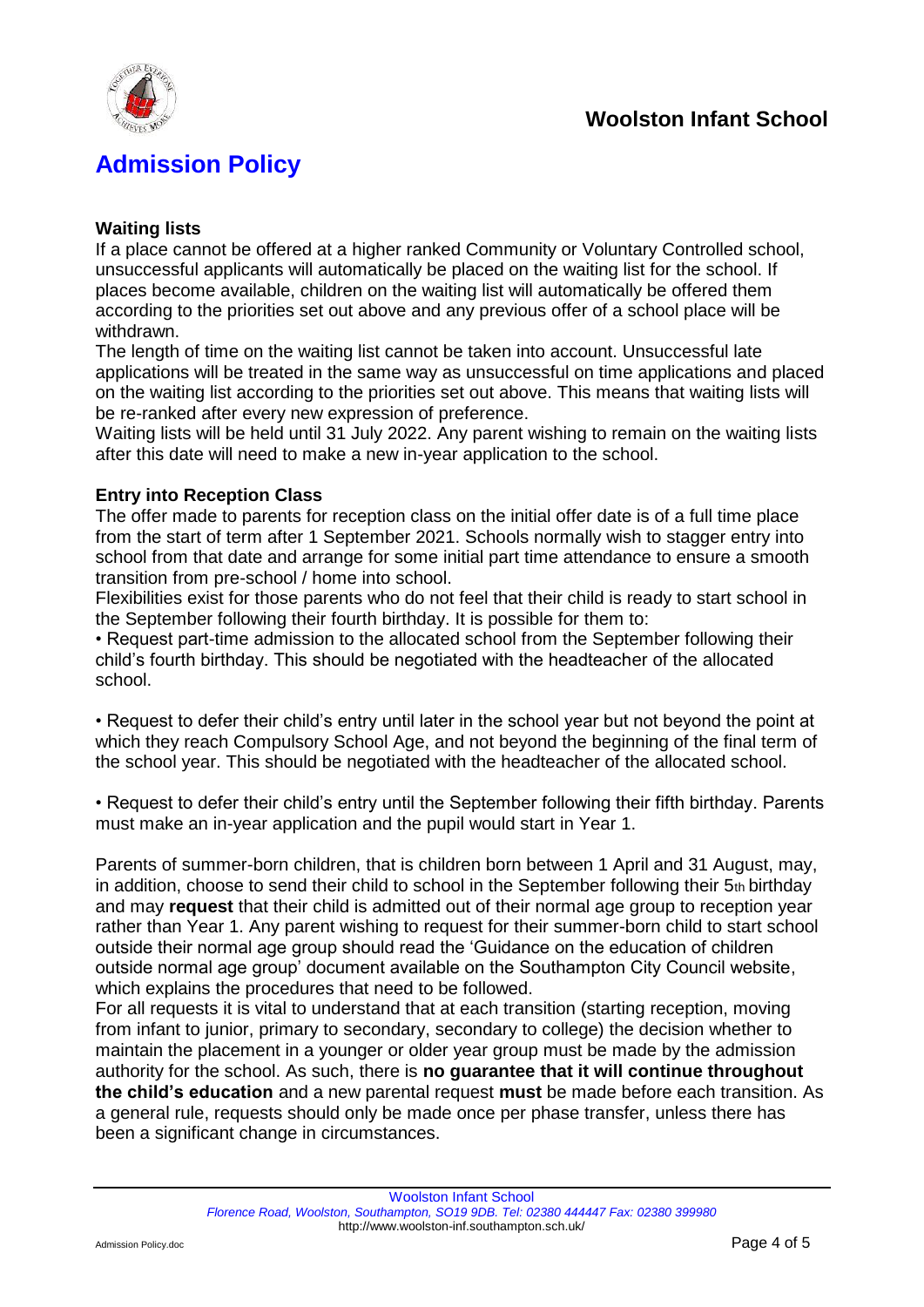## Admission Policy

### Waiting lists

If a place cannot be offered at a higher ranked Community or Voluntary Controlled school, unsuccessful applicants will automatically be placed on the waiting list for the school. If places become available, children on the waiting list will automatically be offered them according to the priorities set out above and any previous offer of a school place will be withdrawn.

The length of time on the waiting list cannot be taken into account. Unsuccessful late applications will be treated in the same way as unsuccessful on time applications and placed on the waiting list according to the priorities set out above. This means that waiting lists will be re-ranked after every new expression of preference.

Waiting lists will be held until 31 July 2022. Any parent wishing to remain on the waiting lists after this date will need to make a new in-year application to the school.

### Entry into Reception Class

The offer made to parents for reception class on the initial offer date is of a full time place from the start of term after 1 September 2021. Schools normally wish to stagger entry into school from that date and arrange for some initial part time attendance to ensure a smooth transition from pre-school / home into school.

Flexibilities exist for those parents who do not feel that their child is ready to start school in the September following their fourth birthday. It is possible for them to:

- Request part-time admission to the allocated school from the September following their child's fourth birthday. This should be negotiated with the headteacher of the allocated school.

- Request to defer their child's entry until later in the school year but not beyond the point at which they reach Compulsory School Age, and not beyond the beginning of the final term of the school year. This should be negotiated with the headteacher of the allocated school.

- Request to defer their child's entry until the September following their fifth birthday. Parents must make an in-year application and the pupil would start in Year 1.

Parents of summer-born children, that is children born between 1 April and 31 August, may, in addition, choose to send their child to school in the September following their 5th birthday and may **request** that their child is admitted out of their normal age group to reception year rather than Year 1. Any parent wishing to request for their summer-born child to start school outside their normal age group should read the 'Guidance on the education of children outside normal age group' document available on the Southampton City Council website, which explains the procedures that need to be followed.

For all requests it is vital to understand that at each transition (starting reception, moving from infant to junior, primary to secondary, secondary to college) the decision whether to maintain the placement in a younger or older year group must be made by the admission authority for the school. As such, there is **no guarantee that it will continue throughout the child's education** and a new parental request **must** be made before each transition. As a general rule, requests should only be made once per phase transfer, unless there has been a significant change in circumstances.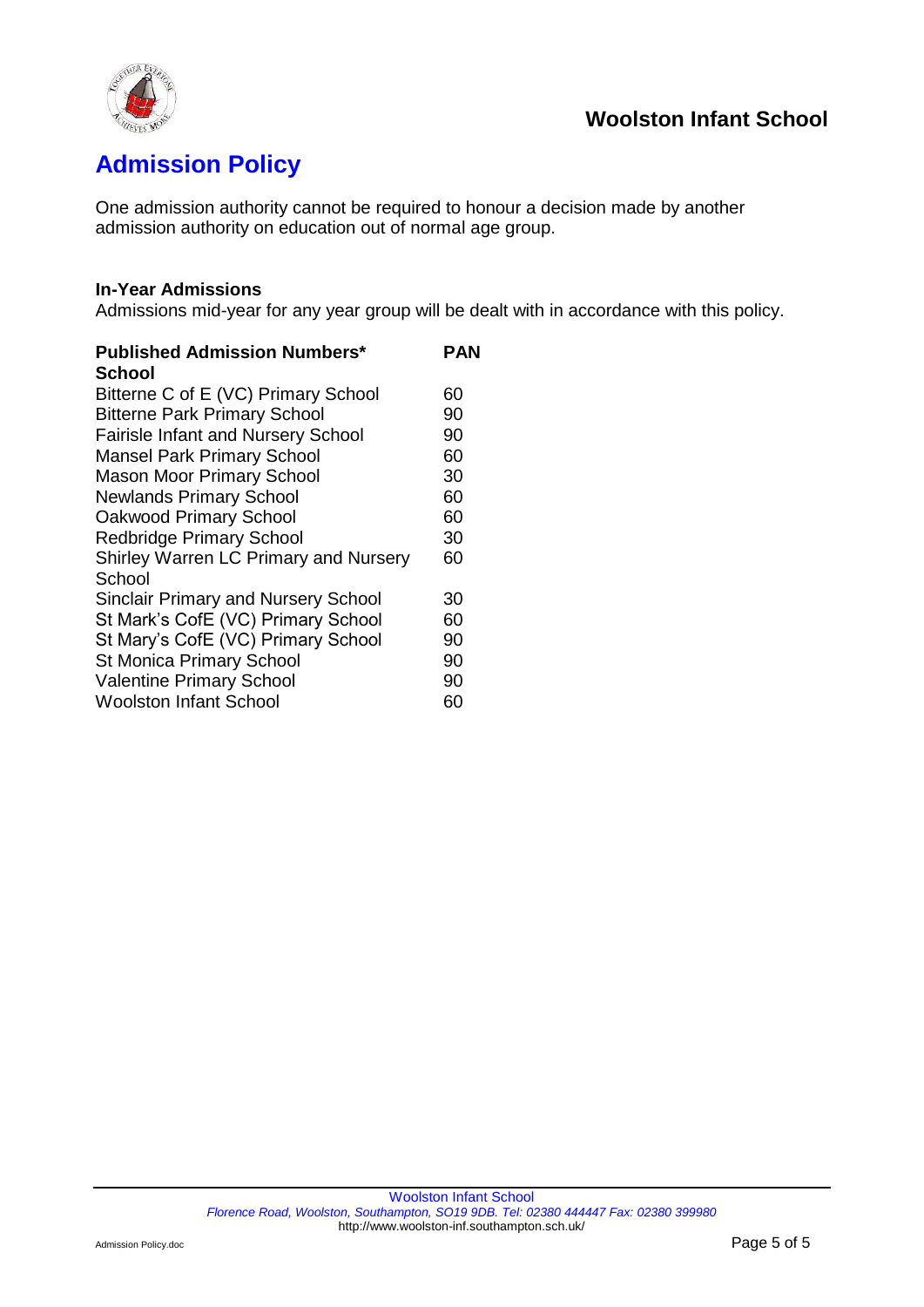# Admission Policy

One admission authority cannot be required to honour a decision made by another admission authority on education out of normal age group.

**In-Year Admissions**

Admissions mid-year for any year group will be dealt with in accordance with this policy.

| Published Admission Numbers* School | PAN |
|---|---|
| Bitterne C of E (VC) Primary School | 60 |
| Bitterne Park Primary School | 90 |
| Fairisle Infant and Nursery School | 90 |
| Mansel Park Primary School | 60 |
| Mason Moor Primary School | 30 |
| Newlands Primary School | 60 |
| Oakwood Primary School | 60 |
| Redbridge Primary School | 30 |
| Shirley Warren LC Primary and Nursery School | 60 |
| Sinclair Primary and Nursery School | 30 |
| St Mark's CofE (VC) Primary School | 60 |
| St Mary's CofE (VC) Primary School | 90 |
| St Monica Primary School | 90 |
| Valentine Primary School | 90 |
| Woolston Infant School | 60 |